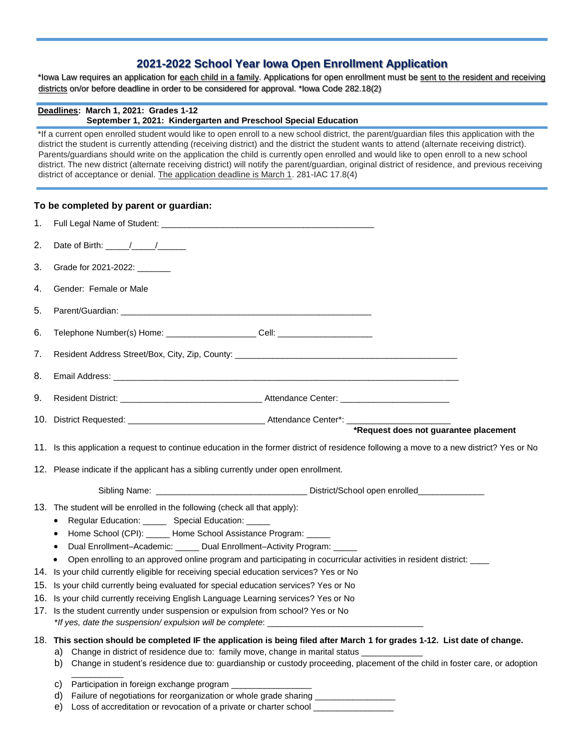# 2021-2022 School Year Iowa Open Enrollment Application

*Iowa Law requires an application for each child in a family. Applications for open enrollment must be sent to the resident and receiving districts on/or before deadline in order to be considered for approval. *Iowa Code 282.18(2)

**Deadlines: March 1, 2021: Grades 1-12**
**September 1, 2021: Kindergarten and Preschool Special Education**

*If a current open enrolled student would like to open enroll to a new school district, the parent/guardian files this application with the district the student is currently attending (receiving district) and the district the student wants to attend (alternate receiving district). Parents/guardians should write on the application the child is currently open enrolled and would like to open enroll to a new school district. The new district (alternate receiving district) will notify the parent/guardian, original district of residence, and previous receiving district of acceptance or denial. The application deadline is March 1. 281-IAC 17.8(4)

**To be completed by parent or guardian:**

1. Full Legal Name of Student: ____________________________________________
2. Date of Birth: _____/_____/______
3. Grade for 2021-2022: _______
4. Gender: Female or Male
5. Parent/Guardian: ____________________________________________________
6. Telephone Number(s) Home: ___________________ Cell: ____________________
7. Resident Address Street/Box, City, Zip, County: ________________________________________________
8. Email Address: ________________________________________________________________________
9. Resident District: _____________________________ Attendance Center: ______________________
10. District Requested: ____________________________ Attendance Center*: _____________________
    **\*Request does not guarantee placement**
11. Is this application a request to continue education in the former district of residence following a move to a new district? Yes or No
12. Please indicate if the applicant has a sibling currently under open enrollment.

    Sibling Name: _______________________________ District/School open enrolled______________

13. The student will be enrolled in the following (check all that apply):
    - Regular Education: _____ Special Education: _____
    - Home School (CPI): _____ Home School Assistance Program: _____
    - Dual Enrollment–Academic: _____ Dual Enrollment–Activity Program: _____
    - Open enrolling to an approved online program and participating in cocurricular activities in resident district: ____
14. Is your child currently eligible for receiving special education services? Yes or No
15. Is your child currently being evaluated for special education services? Yes or No
16. Is your child currently receiving English Language Learning services? Yes or No
17. Is the student currently under suspension or expulsion from school? Yes or No
    *\*If yes, date the suspension/ expulsion will be complete*: ________________________________
18. **This section should be completed IF the application is being filed after March 1 for grades 1-12. List date of change.**
    a) Change in district of residence due to: family move, change in marital status _____________
    b) Change in student's residence due to: guardianship or custody proceeding, placement of the child in foster care, or adoption ___________
    c) Participation in foreign exchange program _________________
    d) Failure of negotiations for reorganization or whole grade sharing _________________
    e) Loss of accreditation or revocation of a private or charter school _________________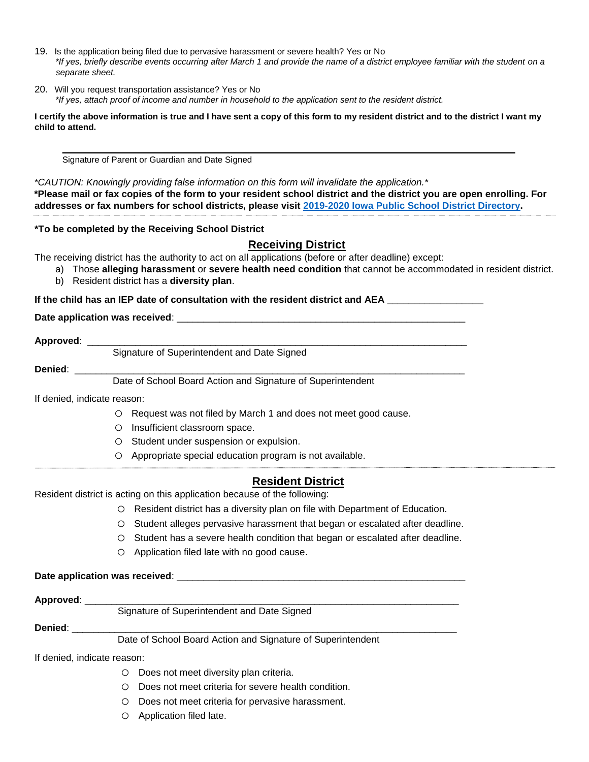19. Is the application being filed due to pervasive harassment or severe health? Yes or No
    *\*If yes, briefly describe events occurring after March 1 and provide the name of a district employee familiar with the student on a separate sheet.*

20. Will you request transportation assistance? Yes or No
    *\*If yes, attach proof of income and number in household to the application sent to the resident district.*

**I certify the above information is true and I have sent a copy of this form to my resident district and to the district I want my child to attend.**

\_\_\_\_\_\_\_\_\_\_\_\_\_\_\_\_\_\_\_\_\_\_\_\_\_\_\_\_\_\_\_\_\_\_\_\_\_\_\_\_\_\_\_\_\_\_\_\_\_\_\_\_\_\_\_\_\_\_\_\_\_\_\_\_\_\_\_\_

Signature of Parent or Guardian and Date Signed

*\*CAUTION: Knowingly providing false information on this form will invalidate the application.\**

**\*Please mail or fax copies of the form to your resident school district and the district you are open enrolling. For addresses or fax numbers for school districts, please visit 2019-2020 Iowa Public School District Directory.**

---

**\*To be completed by the Receiving School District**

## Receiving District

The receiving district has the authority to act on all applications (before or after deadline) except:

a) Those **alleging harassment** or **severe health need condition** that cannot be accommodated in resident district.
b) Resident district has a **diversity plan**.

**If the child has an IEP date of consultation with the resident district and AEA** \_\_\_\_\_\_\_\_\_\_\_\_\_\_\_\_\_\_

**Date application was received**: \_\_\_\_\_\_\_\_\_\_\_\_\_\_\_\_\_\_\_\_\_\_\_\_\_\_\_\_\_\_\_\_\_\_\_\_\_\_\_\_\_\_\_\_\_\_\_\_\_\_\_\_\_\_\_\_

**Approved**: \_\_\_\_\_\_\_\_\_\_\_\_\_\_\_\_\_\_\_\_\_\_\_\_\_\_\_\_\_\_\_\_\_\_\_\_\_\_\_\_\_\_\_\_\_\_\_\_\_\_\_\_\_\_\_\_\_\_\_\_\_\_\_\_\_\_\_\_\_\_
Signature of Superintendent and Date Signed

**Denied**: \_\_\_\_\_\_\_\_\_\_\_\_\_\_\_\_\_\_\_\_\_\_\_\_\_\_\_\_\_\_\_\_\_\_\_\_\_\_\_\_\_\_\_\_\_\_\_\_\_\_\_\_\_\_\_\_\_\_\_\_\_\_\_\_\_\_\_\_\_\_\_\_
Date of School Board Action and Signature of Superintendent

If denied, indicate reason:

- ○ Request was not filed by March 1 and does not meet good cause.
- ○ Insufficient classroom space.
- ○ Student under suspension or expulsion.
- ○ Appropriate special education program is not available.

---

## Resident District

Resident district is acting on this application because of the following:

- ○ Resident district has a diversity plan on file with Department of Education.
- ○ Student alleges pervasive harassment that began or escalated after deadline.
- ○ Student has a severe health condition that began or escalated after deadline.
- ○ Application filed late with no good cause.

**Date application was received**: \_\_\_\_\_\_\_\_\_\_\_\_\_\_\_\_\_\_\_\_\_\_\_\_\_\_\_\_\_\_\_\_\_\_\_\_\_\_\_\_\_\_\_\_\_\_\_\_\_\_\_\_\_\_\_\_

**Approved**: \_\_\_\_\_\_\_\_\_\_\_\_\_\_\_\_\_\_\_\_\_\_\_\_\_\_\_\_\_\_\_\_\_\_\_\_\_\_\_\_\_\_\_\_\_\_\_\_\_\_\_\_\_\_\_\_\_\_\_\_\_\_\_\_\_\_\_\_\_\_
Signature of Superintendent and Date Signed

**Denied**: \_\_\_\_\_\_\_\_\_\_\_\_\_\_\_\_\_\_\_\_\_\_\_\_\_\_\_\_\_\_\_\_\_\_\_\_\_\_\_\_\_\_\_\_\_\_\_\_\_\_\_\_\_\_\_\_\_\_\_\_\_\_\_\_\_\_\_\_\_\_\_\_
Date of School Board Action and Signature of Superintendent

If denied, indicate reason:

- ○ Does not meet diversity plan criteria.
- ○ Does not meet criteria for severe health condition.
- ○ Does not meet criteria for pervasive harassment.
- ○ Application filed late.